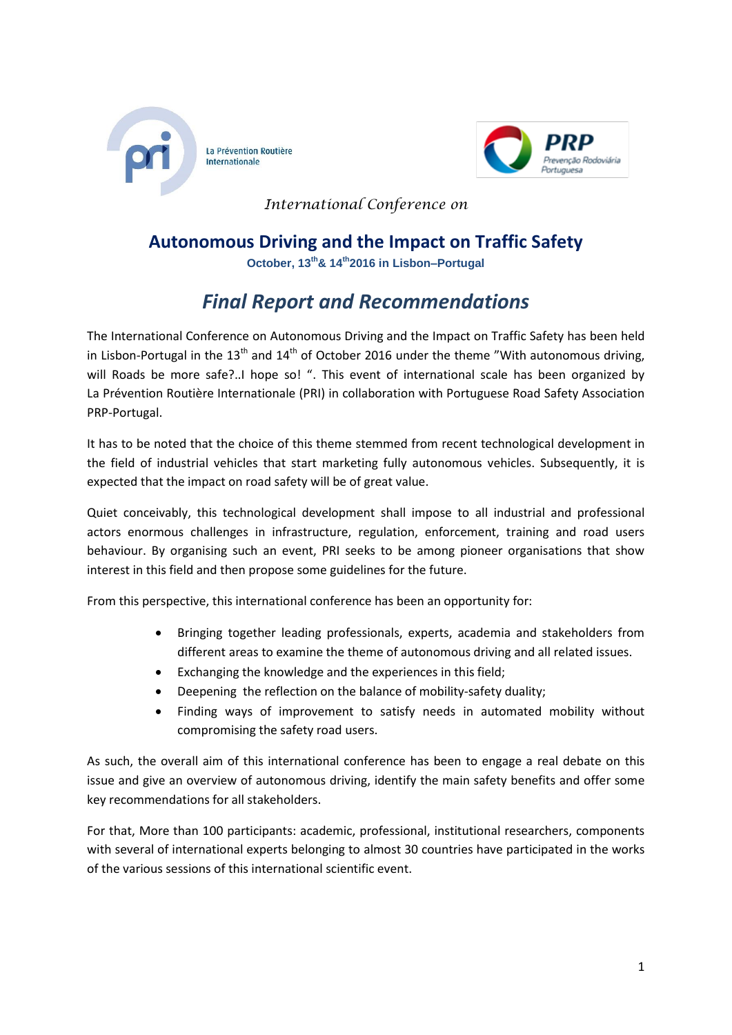La Prévention Routière Internationale

PRP Prevenção Rodoviária Portuguesa

*International Conference on*

# Autonomous Driving and the Impact on Traffic Safety

**October, 13th & 14th 2016 in Lisbon–Portugal**

## *Final Report and Recommendations*

The International Conference on Autonomous Driving and the Impact on Traffic Safety has been held in Lisbon-Portugal in the 13th and 14th of October 2016 under the theme "With autonomous driving, will Roads be more safe?..I hope so! ". This event of international scale has been organized by La Prévention Routière Internationale (PRI) in collaboration with Portuguese Road Safety Association PRP-Portugal.

It has to be noted that the choice of this theme stemmed from recent technological development in the field of industrial vehicles that start marketing fully autonomous vehicles. Subsequently, it is expected that the impact on road safety will be of great value.

Quiet conceivably, this technological development shall impose to all industrial and professional actors enormous challenges in infrastructure, regulation, enforcement, training and road users behaviour. By organising such an event, PRI seeks to be among pioneer organisations that show interest in this field and then propose some guidelines for the future.

From this perspective, this international conference has been an opportunity for:

- Bringing together leading professionals, experts, academia and stakeholders from different areas to examine the theme of autonomous driving and all related issues.
- Exchanging the knowledge and the experiences in this field;
- Deepening the reflection on the balance of mobility-safety duality;
- Finding ways of improvement to satisfy needs in automated mobility without compromising the safety road users.

As such, the overall aim of this international conference has been to engage a real debate on this issue and give an overview of autonomous driving, identify the main safety benefits and offer some key recommendations for all stakeholders.

For that, More than 100 participants: academic, professional, institutional researchers, components with several of international experts belonging to almost 30 countries have participated in the works of the various sessions of this international scientific event.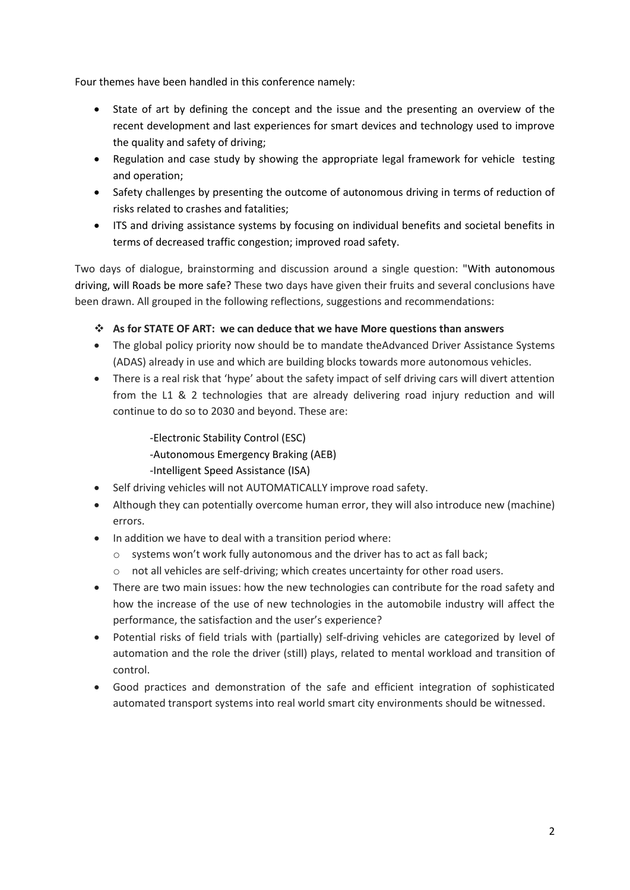Four themes have been handled in this conference namely:

- State of art by defining the concept and the issue and the presenting an overview of the recent development and last experiences for smart devices and technology used to improve the quality and safety of driving;
- Regulation and case study by showing the appropriate legal framework for vehicle testing and operation;
- Safety challenges by presenting the outcome of autonomous driving in terms of reduction of risks related to crashes and fatalities;
- ITS and driving assistance systems by focusing on individual benefits and societal benefits in terms of decreased traffic congestion; improved road safety.

Two days of dialogue, brainstorming and discussion around a single question: "With autonomous driving, will Roads be more safe? These two days have given their fruits and several conclusions have been drawn. All grouped in the following reflections, suggestions and recommendations:

- ❖ **As for STATE OF ART: we can deduce that we have More questions than answers**
- The global policy priority now should be to mandate theAdvanced Driver Assistance Systems (ADAS) already in use and which are building blocks towards more autonomous vehicles.
- There is a real risk that 'hype' about the safety impact of self driving cars will divert attention from the L1 & 2 technologies that are already delivering road injury reduction and will continue to do so to 2030 and beyond. These are:

  -Electronic Stability Control (ESC)
  -Autonomous Emergency Braking (AEB)
  -Intelligent Speed Assistance (ISA)
- Self driving vehicles will not AUTOMATICALLY improve road safety.
- Although they can potentially overcome human error, they will also introduce new (machine) errors.
- In addition we have to deal with a transition period where:
  - systems won't work fully autonomous and the driver has to act as fall back;
  - not all vehicles are self-driving; which creates uncertainty for other road users.
- There are two main issues: how the new technologies can contribute for the road safety and how the increase of the use of new technologies in the automobile industry will affect the performance, the satisfaction and the user's experience?
- Potential risks of field trials with (partially) self-driving vehicles are categorized by level of automation and the role the driver (still) plays, related to mental workload and transition of control.
- Good practices and demonstration of the safe and efficient integration of sophisticated automated transport systems into real world smart city environments should be witnessed.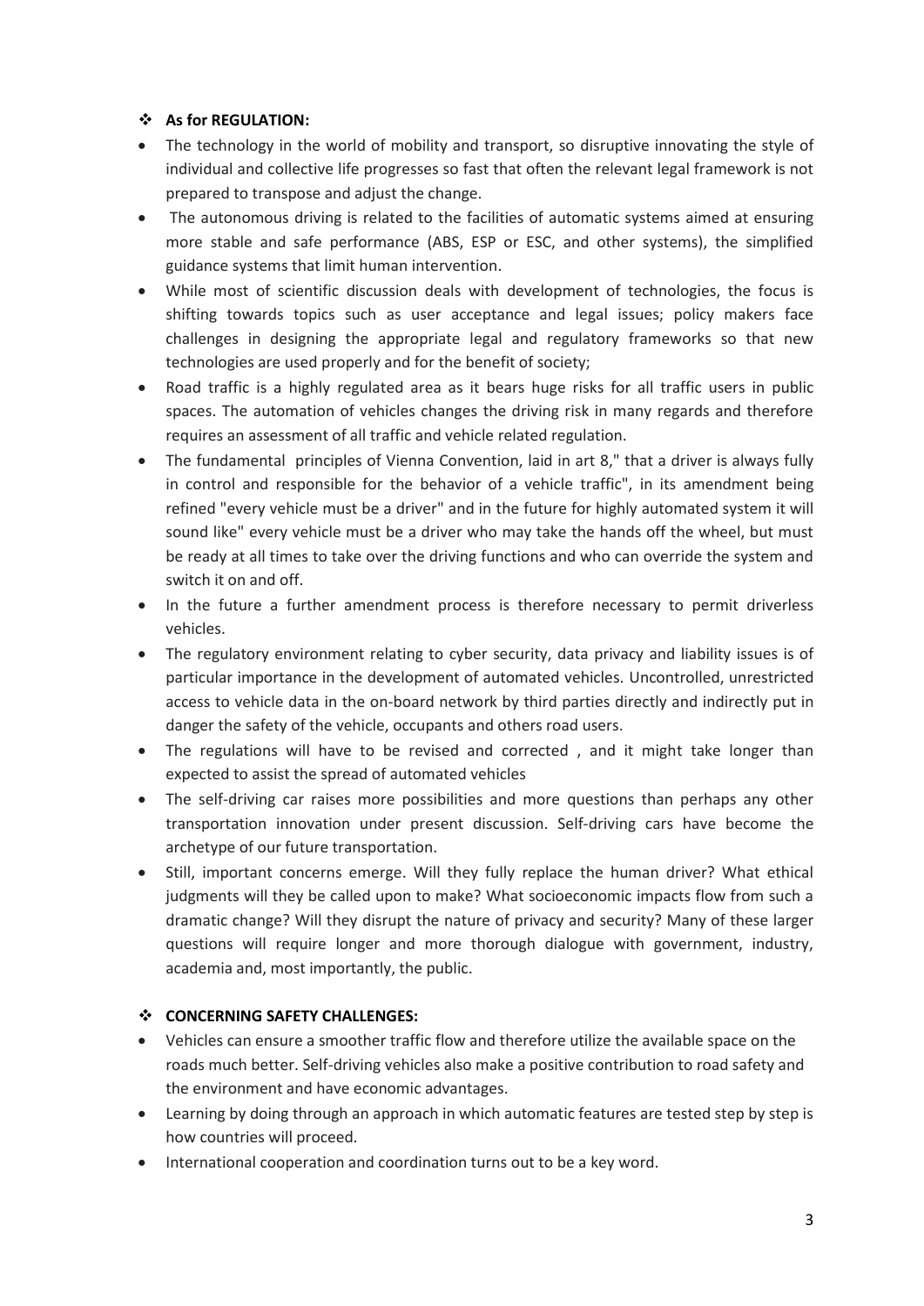- ❖ **As for REGULATION:**

- The technology in the world of mobility and transport, so disruptive innovating the style of individual and collective life progresses so fast that often the relevant legal framework is not prepared to transpose and adjust the change.
- The autonomous driving is related to the facilities of automatic systems aimed at ensuring more stable and safe performance (ABS, ESP or ESC, and other systems), the simplified guidance systems that limit human intervention.
- While most of scientific discussion deals with development of technologies, the focus is shifting towards topics such as user acceptance and legal issues; policy makers face challenges in designing the appropriate legal and regulatory frameworks so that new technologies are used properly and for the benefit of society;
- Road traffic is a highly regulated area as it bears huge risks for all traffic users in public spaces. The automation of vehicles changes the driving risk in many regards and therefore requires an assessment of all traffic and vehicle related regulation.
- The fundamental principles of Vienna Convention, laid in art 8," that a driver is always fully in control and responsible for the behavior of a vehicle traffic", in its amendment being refined "every vehicle must be a driver" and in the future for highly automated system it will sound like" every vehicle must be a driver who may take the hands off the wheel, but must be ready at all times to take over the driving functions and who can override the system and switch it on and off.
- In the future a further amendment process is therefore necessary to permit driverless vehicles.
- The regulatory environment relating to cyber security, data privacy and liability issues is of particular importance in the development of automated vehicles. Uncontrolled, unrestricted access to vehicle data in the on-board network by third parties directly and indirectly put in danger the safety of the vehicle, occupants and others road users.
- The regulations will have to be revised and corrected , and it might take longer than expected to assist the spread of automated vehicles
- The self-driving car raises more possibilities and more questions than perhaps any other transportation innovation under present discussion. Self-driving cars have become the archetype of our future transportation.
- Still, important concerns emerge. Will they fully replace the human driver? What ethical judgments will they be called upon to make? What socioeconomic impacts flow from such a dramatic change? Will they disrupt the nature of privacy and security? Many of these larger questions will require longer and more thorough dialogue with government, industry, academia and, most importantly, the public.

- ❖ **CONCERNING SAFETY CHALLENGES:**

- Vehicles can ensure a smoother traffic flow and therefore utilize the available space on the roads much better. Self-driving vehicles also make a positive contribution to road safety and the environment and have economic advantages.
- Learning by doing through an approach in which automatic features are tested step by step is how countries will proceed.
- International cooperation and coordination turns out to be a key word.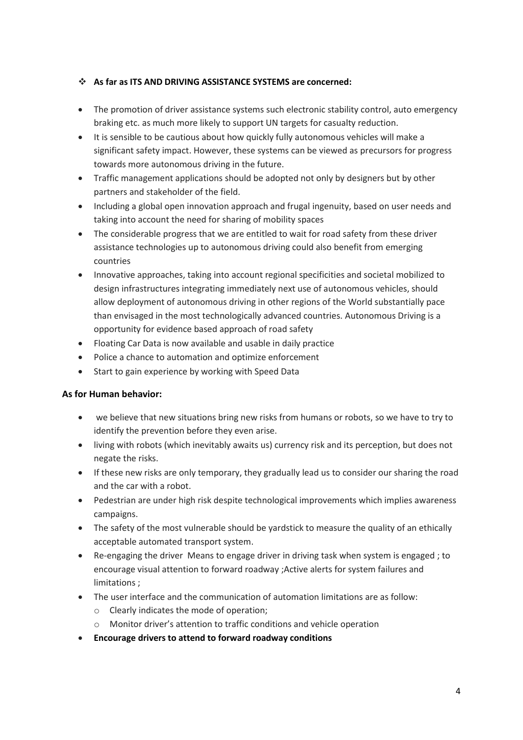- **As far as ITS AND DRIVING ASSISTANCE SYSTEMS are concerned:**

- The promotion of driver assistance systems such electronic stability control, auto emergency braking etc. as much more likely to support UN targets for casualty reduction.
- It is sensible to be cautious about how quickly fully autonomous vehicles will make a significant safety impact. However, these systems can be viewed as precursors for progress towards more autonomous driving in the future.
- Traffic management applications should be adopted not only by designers but by other partners and stakeholder of the field.
- Including a global open innovation approach and frugal ingenuity, based on user needs and taking into account the need for sharing of mobility spaces
- The considerable progress that we are entitled to wait for road safety from these driver assistance technologies up to autonomous driving could also benefit from emerging countries
- Innovative approaches, taking into account regional specificities and societal mobilized to design infrastructures integrating immediately next use of autonomous vehicles, should allow deployment of autonomous driving in other regions of the World substantially pace than envisaged in the most technologically advanced countries. Autonomous Driving is a opportunity for evidence based approach of road safety
- Floating Car Data is now available and usable in daily practice
- Police a chance to automation and optimize enforcement
- Start to gain experience by working with Speed Data

**As for Human behavior:**

- we believe that new situations bring new risks from humans or robots, so we have to try to identify the prevention before they even arise.
- living with robots (which inevitably awaits us) currency risk and its perception, but does not negate the risks.
- If these new risks are only temporary, they gradually lead us to consider our sharing the road and the car with a robot.
- Pedestrian are under high risk despite technological improvements which implies awareness campaigns.
- The safety of the most vulnerable should be yardstick to measure the quality of an ethically acceptable automated transport system.
- Re-engaging the driver Means to engage driver in driving task when system is engaged ; to encourage visual attention to forward roadway ;Active alerts for system failures and limitations ;
- The user interface and the communication of automation limitations are as follow:
  - Clearly indicates the mode of operation;
  - Monitor driver's attention to traffic conditions and vehicle operation
- **Encourage drivers to attend to forward roadway conditions**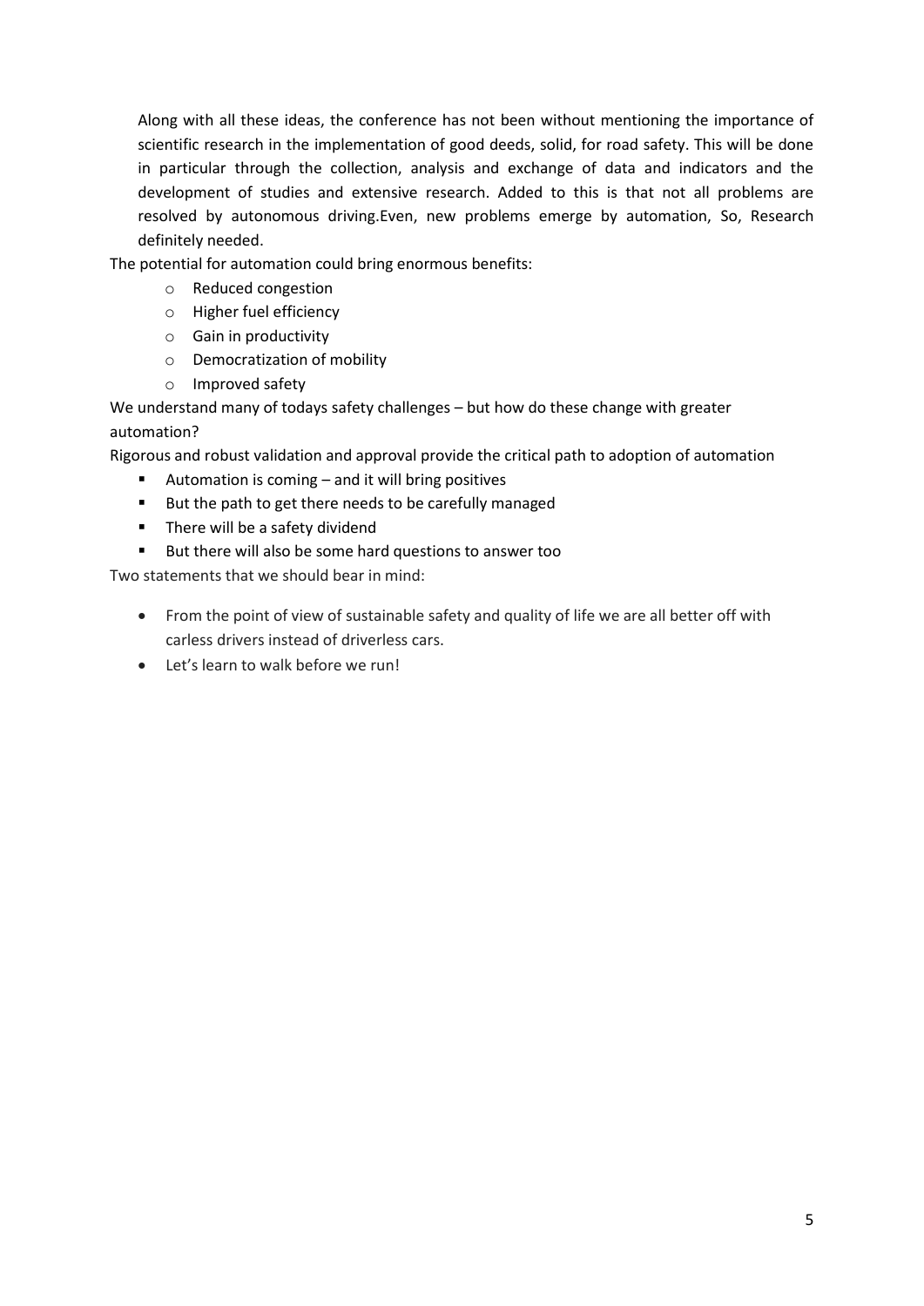Along with all these ideas, the conference has not been without mentioning the importance of scientific research in the implementation of good deeds, solid, for road safety. This will be done in particular through the collection, analysis and exchange of data and indicators and the development of studies and extensive research. Added to this is that not all problems are resolved by autonomous driving.Even, new problems emerge by automation, So, Research definitely needed.

The potential for automation could bring enormous benefits:

- Reduced congestion
- Higher fuel efficiency
- Gain in productivity
- Democratization of mobility
- Improved safety

We understand many of todays safety challenges – but how do these change with greater automation?

Rigorous and robust validation and approval provide the critical path to adoption of automation

- Automation is coming – and it will bring positives
- But the path to get there needs to be carefully managed
- There will be a safety dividend
- But there will also be some hard questions to answer too

Two statements that we should bear in mind:

- From the point of view of sustainable safety and quality of life we are all better off with carless drivers instead of driverless cars.
- Let's learn to walk before we run!